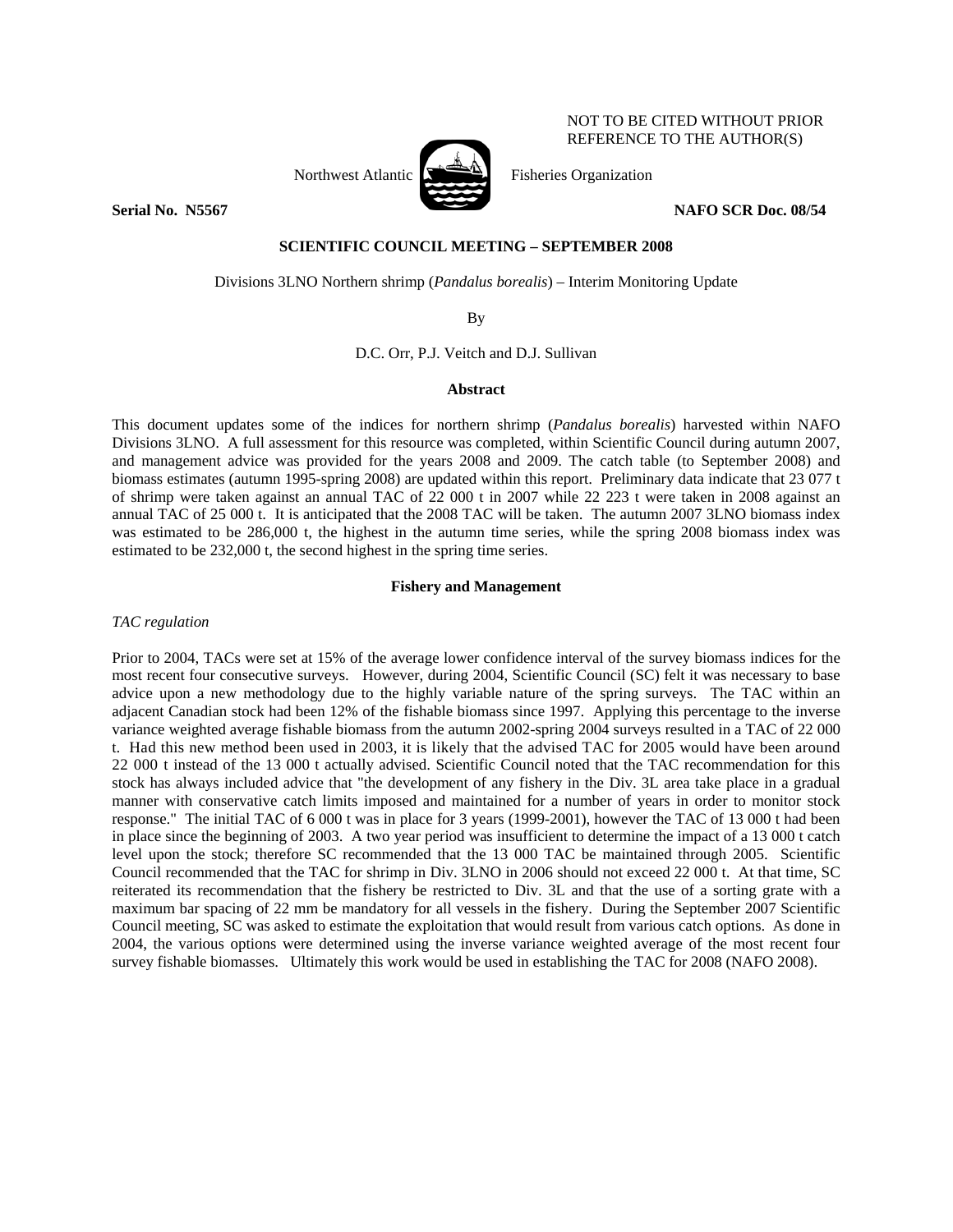NOT TO BE CITED WITHOUT PRIOR REFERENCE TO THE AUTHOR(S)

Northwest Atlantic Fisheries Organization

**Serial No. N5567** **NAFO SCR Doc. 08/54**

**SCIENTIFIC COUNCIL MEETING – SEPTEMBER 2008**

Divisions 3LNO Northern shrimp (*Pandalus borealis*) – Interim Monitoring Update

By

D.C. Orr, P.J. Veitch and D.J. Sullivan

**Abstract**

This document updates some of the indices for northern shrimp (*Pandalus borealis*) harvested within NAFO Divisions 3LNO. A full assessment for this resource was completed, within Scientific Council during autumn 2007, and management advice was provided for the years 2008 and 2009. The catch table (to September 2008) and biomass estimates (autumn 1995-spring 2008) are updated within this report. Preliminary data indicate that 23 077 t of shrimp were taken against an annual TAC of 22 000 t in 2007 while 22 223 t were taken in 2008 against an annual TAC of 25 000 t. It is anticipated that the 2008 TAC will be taken. The autumn 2007 3LNO biomass index was estimated to be 286,000 t, the highest in the autumn time series, while the spring 2008 biomass index was estimated to be 232,000 t, the second highest in the spring time series.

**Fishery and Management**

*TAC regulation*

Prior to 2004, TACs were set at 15% of the average lower confidence interval of the survey biomass indices for the most recent four consecutive surveys. However, during 2004, Scientific Council (SC) felt it was necessary to base advice upon a new methodology due to the highly variable nature of the spring surveys. The TAC within an adjacent Canadian stock had been 12% of the fishable biomass since 1997. Applying this percentage to the inverse variance weighted average fishable biomass from the autumn 2002-spring 2004 surveys resulted in a TAC of 22 000 t. Had this new method been used in 2003, it is likely that the advised TAC for 2005 would have been around 22 000 t instead of the 13 000 t actually advised. Scientific Council noted that the TAC recommendation for this stock has always included advice that "the development of any fishery in the Div. 3L area take place in a gradual manner with conservative catch limits imposed and maintained for a number of years in order to monitor stock response." The initial TAC of 6 000 t was in place for 3 years (1999-2001), however the TAC of 13 000 t had been in place since the beginning of 2003. A two year period was insufficient to determine the impact of a 13 000 t catch level upon the stock; therefore SC recommended that the 13 000 TAC be maintained through 2005. Scientific Council recommended that the TAC for shrimp in Div. 3LNO in 2006 should not exceed 22 000 t. At that time, SC reiterated its recommendation that the fishery be restricted to Div. 3L and that the use of a sorting grate with a maximum bar spacing of 22 mm be mandatory for all vessels in the fishery. During the September 2007 Scientific Council meeting, SC was asked to estimate the exploitation that would result from various catch options. As done in 2004, the various options were determined using the inverse variance weighted average of the most recent four survey fishable biomasses. Ultimately this work would be used in establishing the TAC for 2008 (NAFO 2008).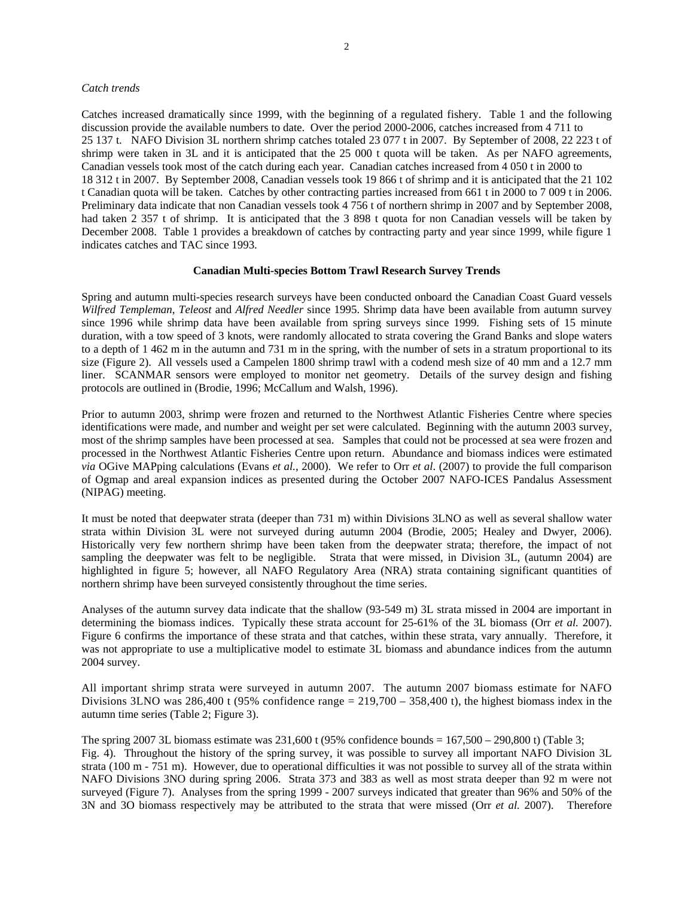*Catch trends*

Catches increased dramatically since 1999, with the beginning of a regulated fishery. Table 1 and the following discussion provide the available numbers to date. Over the period 2000-2006, catches increased from 4 711 to 25 137 t. NAFO Division 3L northern shrimp catches totaled 23 077 t in 2007. By September of 2008, 22 223 t of shrimp were taken in 3L and it is anticipated that the 25 000 t quota will be taken. As per NAFO agreements, Canadian vessels took most of the catch during each year. Canadian catches increased from 4 050 t in 2000 to 18 312 t in 2007. By September 2008, Canadian vessels took 19 866 t of shrimp and it is anticipated that the 21 102 t Canadian quota will be taken. Catches by other contracting parties increased from 661 t in 2000 to 7 009 t in 2006. Preliminary data indicate that non Canadian vessels took 4 756 t of northern shrimp in 2007 and by September 2008, had taken 2 357 t of shrimp. It is anticipated that the 3 898 t quota for non Canadian vessels will be taken by December 2008. Table 1 provides a breakdown of catches by contracting party and year since 1999, while figure 1 indicates catches and TAC since 1993.

**Canadian Multi-species Bottom Trawl Research Survey Trends**

Spring and autumn multi-species research surveys have been conducted onboard the Canadian Coast Guard vessels *Wilfred Templeman*, *Teleost* and *Alfred Needler* since 1995. Shrimp data have been available from autumn survey since 1996 while shrimp data have been available from spring surveys since 1999. Fishing sets of 15 minute duration, with a tow speed of 3 knots, were randomly allocated to strata covering the Grand Banks and slope waters to a depth of 1 462 m in the autumn and 731 m in the spring, with the number of sets in a stratum proportional to its size (Figure 2). All vessels used a Campelen 1800 shrimp trawl with a codend mesh size of 40 mm and a 12.7 mm liner. SCANMAR sensors were employed to monitor net geometry. Details of the survey design and fishing protocols are outlined in (Brodie, 1996; McCallum and Walsh, 1996).

Prior to autumn 2003, shrimp were frozen and returned to the Northwest Atlantic Fisheries Centre where species identifications were made, and number and weight per set were calculated. Beginning with the autumn 2003 survey, most of the shrimp samples have been processed at sea. Samples that could not be processed at sea were frozen and processed in the Northwest Atlantic Fisheries Centre upon return. Abundance and biomass indices were estimated *via* OGive MAPping calculations (Evans *et al.*, 2000). We refer to Orr *et al*. (2007) to provide the full comparison of Ogmap and areal expansion indices as presented during the October 2007 NAFO-ICES Pandalus Assessment (NIPAG) meeting.

It must be noted that deepwater strata (deeper than 731 m) within Divisions 3LNO as well as several shallow water strata within Division 3L were not surveyed during autumn 2004 (Brodie, 2005; Healey and Dwyer, 2006). Historically very few northern shrimp have been taken from the deepwater strata; therefore, the impact of not sampling the deepwater was felt to be negligible. Strata that were missed, in Division 3L, (autumn 2004) are highlighted in figure 5; however, all NAFO Regulatory Area (NRA) strata containing significant quantities of northern shrimp have been surveyed consistently throughout the time series.

Analyses of the autumn survey data indicate that the shallow (93-549 m) 3L strata missed in 2004 are important in determining the biomass indices. Typically these strata account for 25-61% of the 3L biomass (Orr *et al.* 2007). Figure 6 confirms the importance of these strata and that catches, within these strata, vary annually. Therefore, it was not appropriate to use a multiplicative model to estimate 3L biomass and abundance indices from the autumn 2004 survey.

All important shrimp strata were surveyed in autumn 2007. The autumn 2007 biomass estimate for NAFO Divisions 3LNO was 286,400 t (95% confidence range = 219,700 – 358,400 t), the highest biomass index in the autumn time series (Table 2; Figure 3).

The spring 2007 3L biomass estimate was 231,600 t (95% confidence bounds = 167,500 – 290,800 t) (Table 3; Fig. 4). Throughout the history of the spring survey, it was possible to survey all important NAFO Division 3L strata (100 m - 751 m). However, due to operational difficulties it was not possible to survey all of the strata within NAFO Divisions 3NO during spring 2006. Strata 373 and 383 as well as most strata deeper than 92 m were not surveyed (Figure 7). Analyses from the spring 1999 - 2007 surveys indicated that greater than 96% and 50% of the 3N and 3O biomass respectively may be attributed to the strata that were missed (Orr *et al.* 2007). Therefore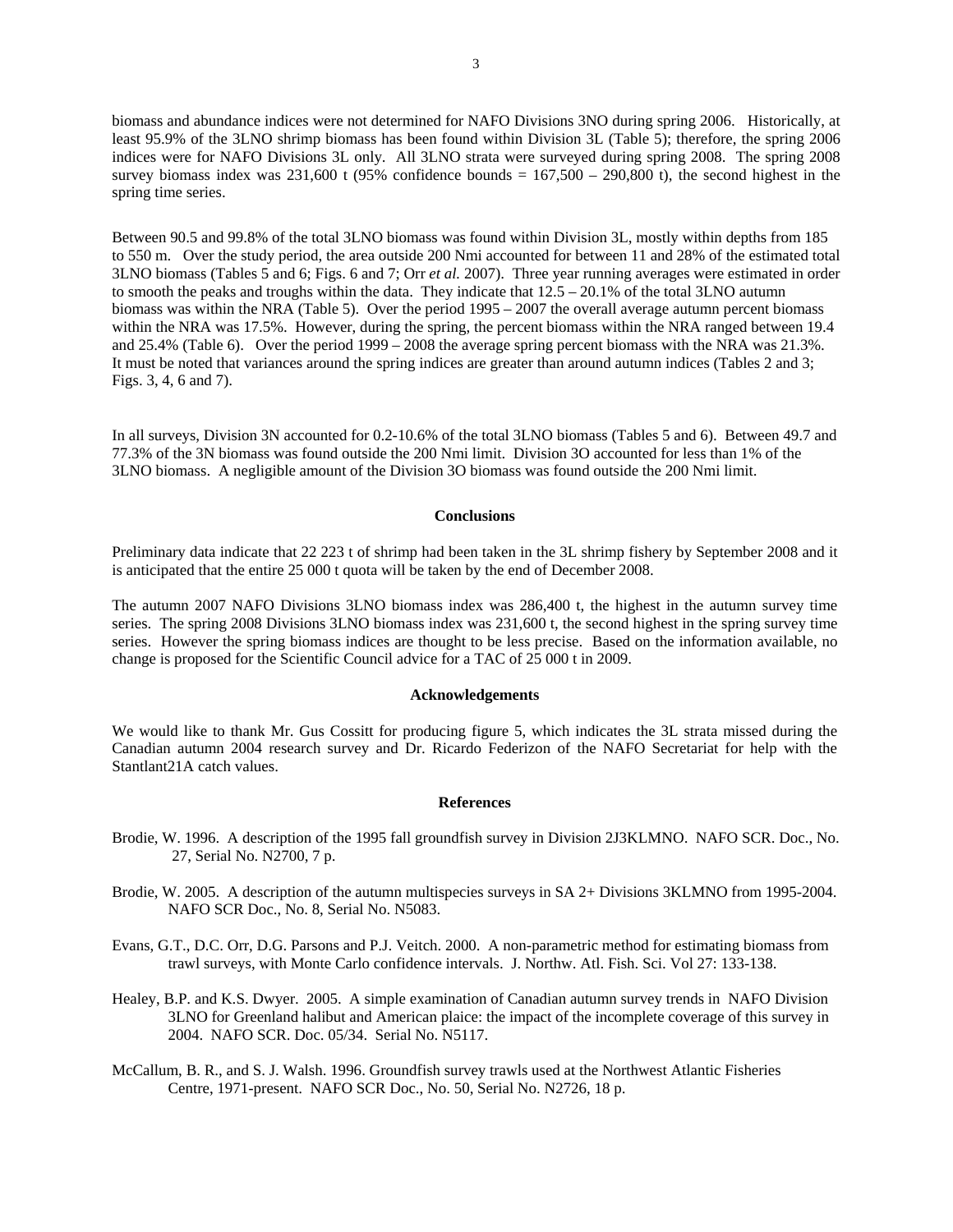biomass and abundance indices were not determined for NAFO Divisions 3NO during spring 2006. Historically, at least 95.9% of the 3LNO shrimp biomass has been found within Division 3L (Table 5); therefore, the spring 2006 indices were for NAFO Divisions 3L only. All 3LNO strata were surveyed during spring 2008. The spring 2008 survey biomass index was 231,600 t (95% confidence bounds = 167,500 – 290,800 t), the second highest in the spring time series.

Between 90.5 and 99.8% of the total 3LNO biomass was found within Division 3L, mostly within depths from 185 to 550 m. Over the study period, the area outside 200 Nmi accounted for between 11 and 28% of the estimated total 3LNO biomass (Tables 5 and 6; Figs. 6 and 7; Orr *et al.* 2007). Three year running averages were estimated in order to smooth the peaks and troughs within the data. They indicate that 12.5 – 20.1% of the total 3LNO autumn biomass was within the NRA (Table 5). Over the period 1995 – 2007 the overall average autumn percent biomass within the NRA was 17.5%. However, during the spring, the percent biomass within the NRA ranged between 19.4 and 25.4% (Table 6). Over the period 1999 – 2008 the average spring percent biomass with the NRA was 21.3%. It must be noted that variances around the spring indices are greater than around autumn indices (Tables 2 and 3; Figs. 3, 4, 6 and 7).

In all surveys, Division 3N accounted for 0.2-10.6% of the total 3LNO biomass (Tables 5 and 6). Between 49.7 and 77.3% of the 3N biomass was found outside the 200 Nmi limit. Division 3O accounted for less than 1% of the 3LNO biomass. A negligible amount of the Division 3O biomass was found outside the 200 Nmi limit.

## Conclusions

Preliminary data indicate that 22 223 t of shrimp had been taken in the 3L shrimp fishery by September 2008 and it is anticipated that the entire 25 000 t quota will be taken by the end of December 2008.

The autumn 2007 NAFO Divisions 3LNO biomass index was 286,400 t, the highest in the autumn survey time series. The spring 2008 Divisions 3LNO biomass index was 231,600 t, the second highest in the spring survey time series. However the spring biomass indices are thought to be less precise. Based on the information available, no change is proposed for the Scientific Council advice for a TAC of 25 000 t in 2009.

## Acknowledgements

We would like to thank Mr. Gus Cossitt for producing figure 5, which indicates the 3L strata missed during the Canadian autumn 2004 research survey and Dr. Ricardo Federizon of the NAFO Secretariat for help with the Stantlant21A catch values.

## References

Brodie, W. 1996. A description of the 1995 fall groundfish survey in Division 2J3KLMNO. NAFO SCR. Doc., No. 27, Serial No. N2700, 7 p.

Brodie, W. 2005. A description of the autumn multispecies surveys in SA 2+ Divisions 3KLMNO from 1995-2004. NAFO SCR Doc., No. 8, Serial No. N5083.

Evans, G.T., D.C. Orr, D.G. Parsons and P.J. Veitch. 2000. A non-parametric method for estimating biomass from trawl surveys, with Monte Carlo confidence intervals. J. Northw. Atl. Fish. Sci. Vol 27: 133-138.

Healey, B.P. and K.S. Dwyer. 2005. A simple examination of Canadian autumn survey trends in NAFO Division 3LNO for Greenland halibut and American plaice: the impact of the incomplete coverage of this survey in 2004. NAFO SCR. Doc. 05/34. Serial No. N5117.

McCallum, B. R., and S. J. Walsh. 1996. Groundfish survey trawls used at the Northwest Atlantic Fisheries Centre, 1971-present. NAFO SCR Doc., No. 50, Serial No. N2726, 18 p.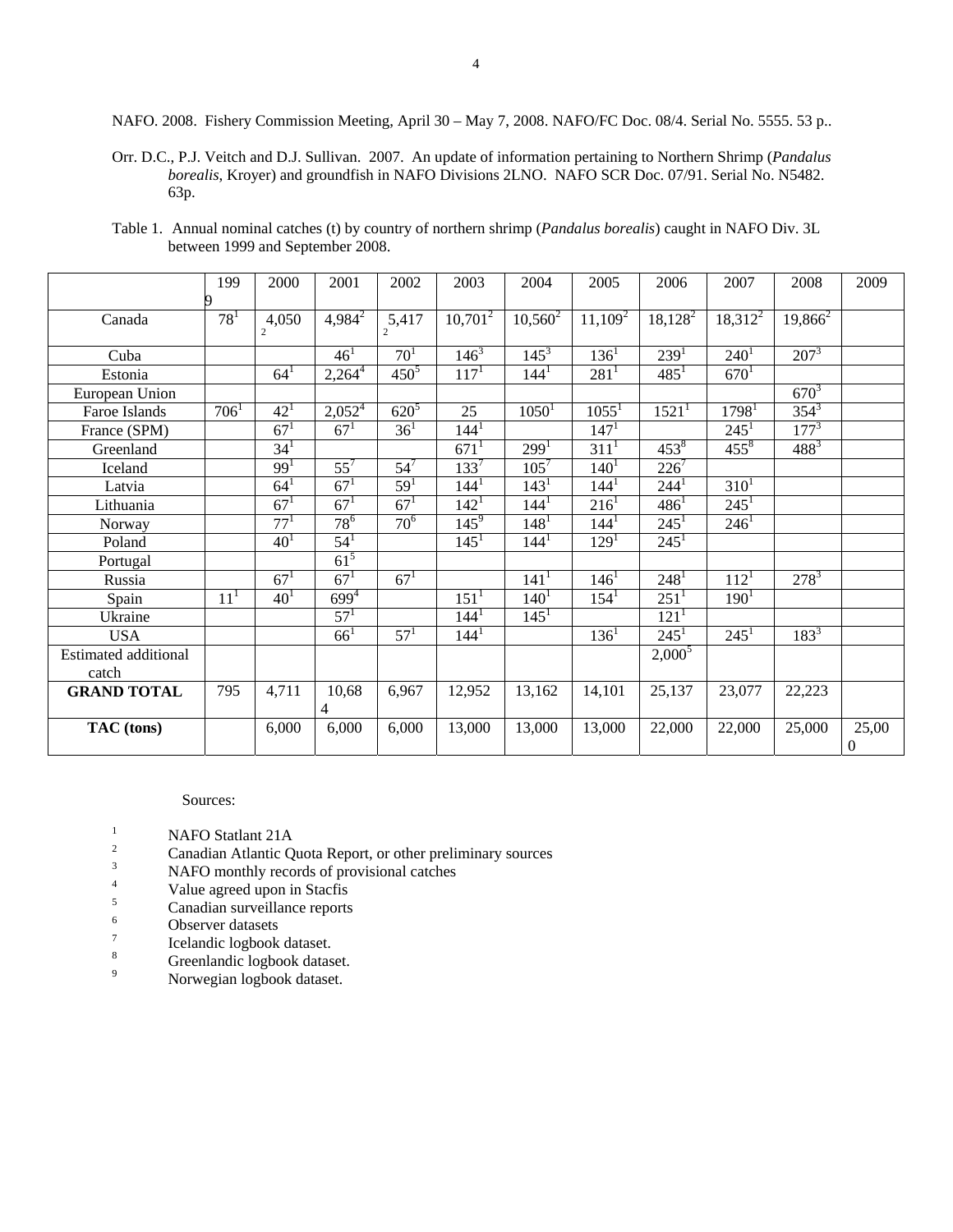NAFO. 2008. Fishery Commission Meeting, April 30 – May 7, 2008. NAFO/FC Doc. 08/4. Serial No. 5555. 53 p..

Orr. D.C., P.J. Veitch and D.J. Sullivan. 2007. An update of information pertaining to Northern Shrimp (*Pandalus borealis*, Kroyer) and groundfish in NAFO Divisions 2LNO. NAFO SCR Doc. 07/91. Serial No. N5482. 63p.

Table 1. Annual nominal catches (t) by country of northern shrimp (*Pandalus borealis*) caught in NAFO Div. 3L between 1999 and September 2008.

| | 1999 | 2000 | 2001 | 2002 | 2003 | 2004 | 2005 | 2006 | 2007 | 2008 | 2009 |
|---|---|---|---|---|---|---|---|---|---|---|---|
| Canada | 78[1] | 4,050[2] | 4,984[2] | 5,417[2] | 10,701[2] | 10,560[2] | 11,109[2] | 18,128[2] | 18,312[2] | 19,866[2] | |
| Cuba | | | 46[1] | 70[1] | 146[3] | 145[3] | 136[1] | 239[1] | 240[1] | 207[3] | |
| Estonia | | 64[1] | 2,264[4] | 450[5] | 117[1] | 144[1] | 281[1] | 485[1] | 670[1] | | |
| European Union | | | | | | | | | | 670[3] | |
| Faroe Islands | 706[1] | 42[1] | 2,052[4] | 620[5] | 25 | 1050[1] | 1055[1] | 1521[1] | 1798[1] | 354[3] | |
| France (SPM) | | 67[1] | 67[1] | 36[1] | 144[1] | | 147[1] | | 245[1] | 177[3] | |
| Greenland | | 34[1] | | | 671[1] | 299[1] | 311[1] | 453[8] | 455[8] | 488[3] | |
| Iceland | | 99[1] | 55[7] | 54[7] | 133[7] | 105[7] | 140[1] | 226[7] | | | |
| Latvia | | 64[1] | 67[1] | 59[1] | 144[1] | 143[1] | 144[1] | 244[1] | 310[1] | | |
| Lithuania | | 67[1] | 67[1] | 67[1] | 142[1] | 144[1] | 216[1] | 486[1] | 245[1] | | |
| Norway | | 77[1] | 78[6] | 70[6] | 145[9] | 148[1] | 144[1] | 245[1] | 246[1] | | |
| Poland | | 40[1] | 54[1] | | 145[1] | 144[1] | 129[1] | 245[1] | | | |
| Portugal | | | 61[5] | | | | | | | | |
| Russia | | 67[1] | 67[1] | 67[1] | | 141[1] | 146[1] | 248[1] | 112[1] | 278[3] | |
| Spain | 11[1] | 40[1] | 699[4] | | 151[1] | 140[1] | 154[1] | 251[1] | 190[1] | | |
| Ukraine | | | 57[1] | | 144[1] | 145[1] | | 121[1] | | | |
| USA | | | 66[1] | 57[1] | 144[1] | | 136[1] | 245[1] | 245[1] | 183[3] | |
| Estimated additional catch | | | | | | | | 2,000[5] | | | |
| **GRAND TOTAL** | 795 | 4,711 | 10,684 | 6,967 | 12,952 | 13,162 | 14,101 | 25,137 | 23,077 | 22,223 | |
| **TAC (tons)** | | 6,000 | 6,000 | 6,000 | 13,000 | 13,000 | 13,000 | 22,000 | 22,000 | 25,000 | 25,000 |

Sources:

1 NAFO Statlant 21A
2 Canadian Atlantic Quota Report, or other preliminary sources
3 NAFO monthly records of provisional catches
4 Value agreed upon in Stacfis
5 Canadian surveillance reports
6 Observer datasets
7 Icelandic logbook dataset.
8 Greenlandic logbook dataset.
9 Norwegian logbook dataset.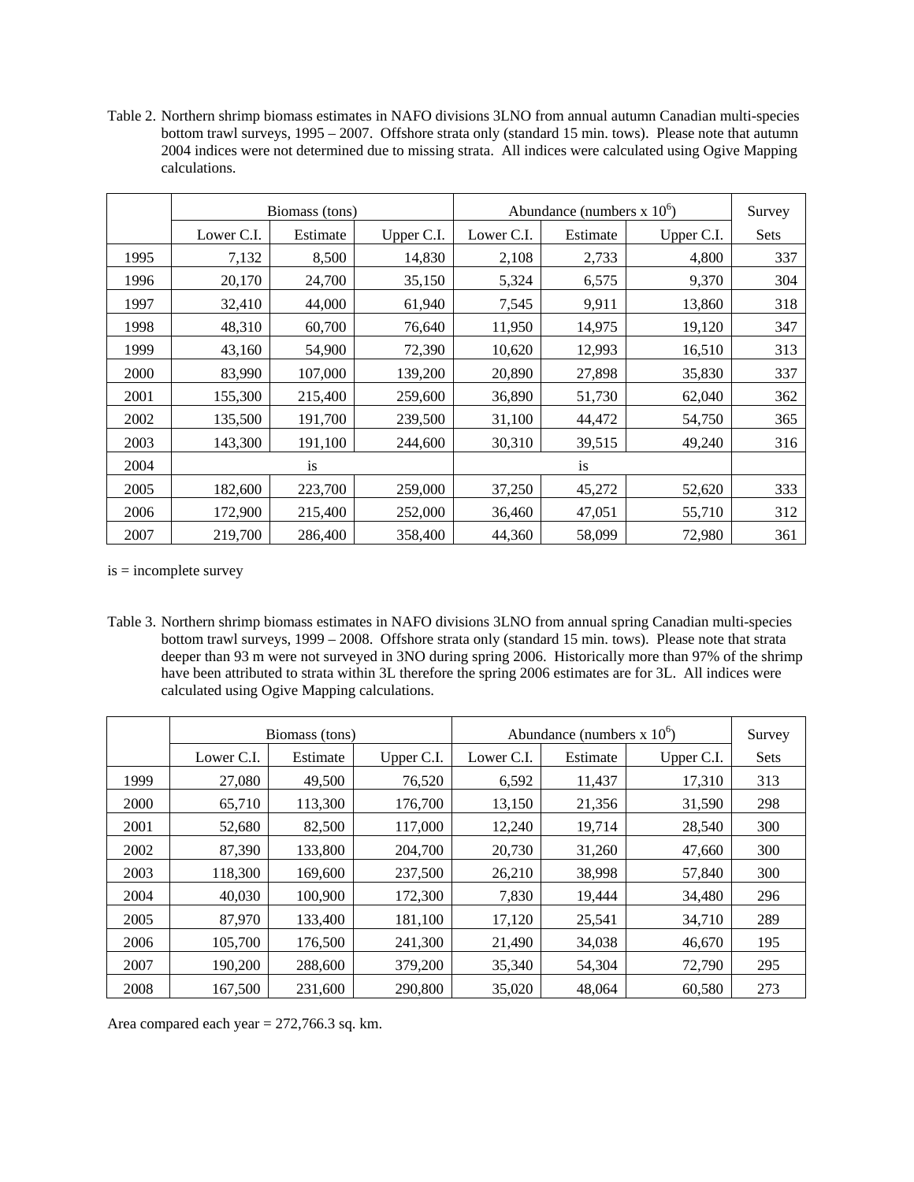Table 2. Northern shrimp biomass estimates in NAFO divisions 3LNO from annual autumn Canadian multi-species bottom trawl surveys, 1995 – 2007. Offshore strata only (standard 15 min. tows). Please note that autumn 2004 indices were not determined due to missing strata. All indices were calculated using Ogive Mapping calculations.

| | Biomass (tons) | | | Abundance (numbers x $10^6$) | | | Survey |
|---|---|---|---|---|---|---|---|
| | Lower C.I. | Estimate | Upper C.I. | Lower C.I. | Estimate | Upper C.I. | Sets |
| 1995 | 7,132 | 8,500 | 14,830 | 2,108 | 2,733 | 4,800 | 337 |
| 1996 | 20,170 | 24,700 | 35,150 | 5,324 | 6,575 | 9,370 | 304 |
| 1997 | 32,410 | 44,000 | 61,940 | 7,545 | 9,911 | 13,860 | 318 |
| 1998 | 48,310 | 60,700 | 76,640 | 11,950 | 14,975 | 19,120 | 347 |
| 1999 | 43,160 | 54,900 | 72,390 | 10,620 | 12,993 | 16,510 | 313 |
| 2000 | 83,990 | 107,000 | 139,200 | 20,890 | 27,898 | 35,830 | 337 |
| 2001 | 155,300 | 215,400 | 259,600 | 36,890 | 51,730 | 62,040 | 362 |
| 2002 | 135,500 | 191,700 | 239,500 | 31,100 | 44,472 | 54,750 | 365 |
| 2003 | 143,300 | 191,100 | 244,600 | 30,310 | 39,515 | 49,240 | 316 |
| 2004 | | is | | | is | | |
| 2005 | 182,600 | 223,700 | 259,000 | 37,250 | 45,272 | 52,620 | 333 |
| 2006 | 172,900 | 215,400 | 252,000 | 36,460 | 47,051 | 55,710 | 312 |
| 2007 | 219,700 | 286,400 | 358,400 | 44,360 | 58,099 | 72,980 | 361 |

is = incomplete survey

Table 3. Northern shrimp biomass estimates in NAFO divisions 3LNO from annual spring Canadian multi-species bottom trawl surveys, 1999 – 2008. Offshore strata only (standard 15 min. tows). Please note that strata deeper than 93 m were not surveyed in 3NO during spring 2006. Historically more than 97% of the shrimp have been attributed to strata within 3L therefore the spring 2006 estimates are for 3L. All indices were calculated using Ogive Mapping calculations.

| | Biomass (tons) | | | Abundance (numbers x $10^6$) | | | Survey |
|---|---|---|---|---|---|---|---|
| | Lower C.I. | Estimate | Upper C.I. | Lower C.I. | Estimate | Upper C.I. | Sets |
| 1999 | 27,080 | 49,500 | 76,520 | 6,592 | 11,437 | 17,310 | 313 |
| 2000 | 65,710 | 113,300 | 176,700 | 13,150 | 21,356 | 31,590 | 298 |
| 2001 | 52,680 | 82,500 | 117,000 | 12,240 | 19,714 | 28,540 | 300 |
| 2002 | 87,390 | 133,800 | 204,700 | 20,730 | 31,260 | 47,660 | 300 |
| 2003 | 118,300 | 169,600 | 237,500 | 26,210 | 38,998 | 57,840 | 300 |
| 2004 | 40,030 | 100,900 | 172,300 | 7,830 | 19,444 | 34,480 | 296 |
| 2005 | 87,970 | 133,400 | 181,100 | 17,120 | 25,541 | 34,710 | 289 |
| 2006 | 105,700 | 176,500 | 241,300 | 21,490 | 34,038 | 46,670 | 195 |
| 2007 | 190,200 | 288,600 | 379,200 | 35,340 | 54,304 | 72,790 | 295 |
| 2008 | 167,500 | 231,600 | 290,800 | 35,020 | 48,064 | 60,580 | 273 |

Area compared each year = 272,766.3 sq. km.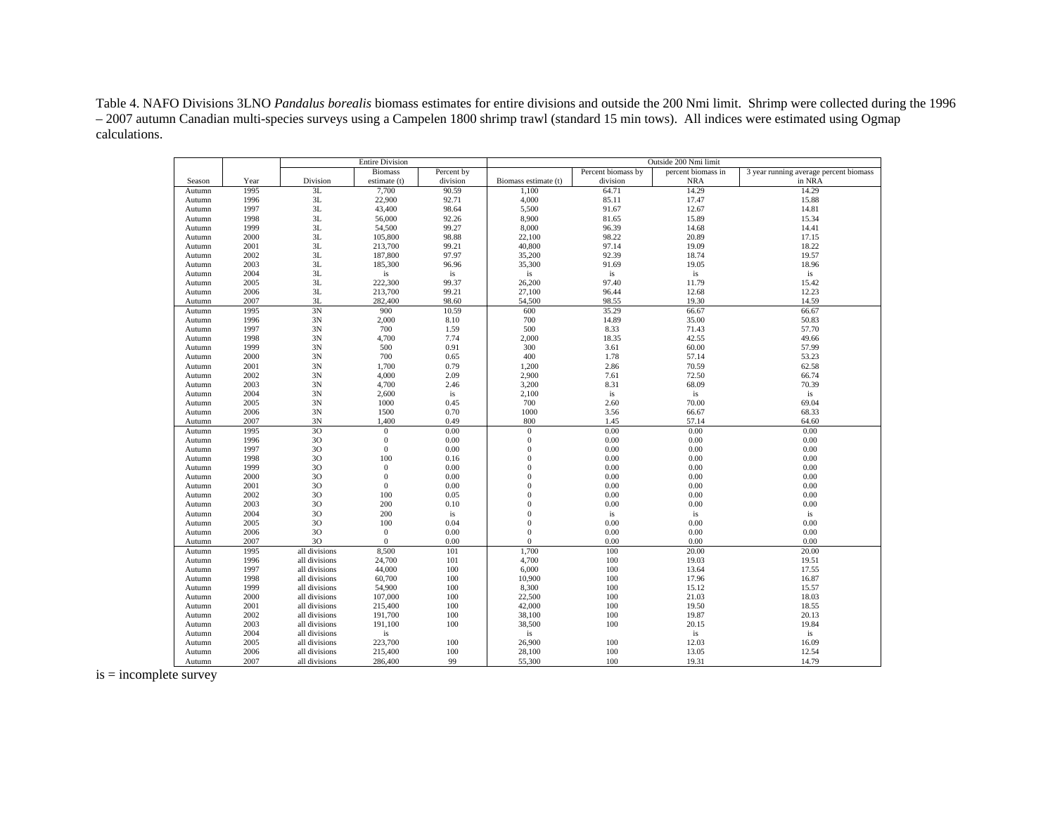Table 4. NAFO Divisions 3LNO *Pandalus borealis* biomass estimates for entire divisions and outside the 200 Nmi limit. Shrimp were collected during the 1996 – 2007 autumn Canadian multi-species surveys using a Campelen 1800 shrimp trawl (standard 15 min tows). All indices were estimated using Ogmap calculations.

| | | Entire Division | | | Outside 200 Nmi limit | | | |
|---|---|---|---|---|---|---|---|---|
| Season | Year | Division | Biomass estimate (t) | Percent by division | Biomass estimate (t) | Percent biomass by division | percent biomass in NRA | 3 year running average percent biomass in NRA |
| Autumn | 1995 | 3L | 7,700 | 90.59 | 1,100 | 64.71 | 14.29 | 14.29 |
| Autumn | 1996 | 3L | 22,900 | 92.71 | 4,000 | 85.11 | 17.47 | 15.88 |
| Autumn | 1997 | 3L | 43,400 | 98.64 | 5,500 | 91.67 | 12.67 | 14.81 |
| Autumn | 1998 | 3L | 56,000 | 92.26 | 8,900 | 81.65 | 15.89 | 15.34 |
| Autumn | 1999 | 3L | 54,500 | 99.27 | 8,000 | 96.39 | 14.68 | 14.41 |
| Autumn | 2000 | 3L | 105,800 | 98.88 | 22,100 | 98.22 | 20.89 | 17.15 |
| Autumn | 2001 | 3L | 213,700 | 99.21 | 40,800 | 97.14 | 19.09 | 18.22 |
| Autumn | 2002 | 3L | 187,800 | 97.97 | 35,200 | 92.39 | 18.74 | 19.57 |
| Autumn | 2003 | 3L | 185,300 | 96.96 | 35,300 | 91.69 | 19.05 | 18.96 |
| Autumn | 2004 | 3L | is | is | is | is | is | is |
| Autumn | 2005 | 3L | 222,300 | 99.37 | 26,200 | 97.40 | 11.79 | 15.42 |
| Autumn | 2006 | 3L | 213,700 | 99.21 | 27,100 | 96.44 | 12.68 | 12.23 |
| Autumn | 2007 | 3L | 282,400 | 98.60 | 54,500 | 98.55 | 19.30 | 14.59 |
| Autumn | 1995 | 3N | 900 | 10.59 | 600 | 35.29 | 66.67 | 66.67 |
| Autumn | 1996 | 3N | 2,000 | 8.10 | 700 | 14.89 | 35.00 | 50.83 |
| Autumn | 1997 | 3N | 700 | 1.59 | 500 | 8.33 | 71.43 | 57.70 |
| Autumn | 1998 | 3N | 4,700 | 7.74 | 2,000 | 18.35 | 42.55 | 49.66 |
| Autumn | 1999 | 3N | 500 | 0.91 | 300 | 3.61 | 60.00 | 57.99 |
| Autumn | 2000 | 3N | 700 | 0.65 | 400 | 1.78 | 57.14 | 53.23 |
| Autumn | 2001 | 3N | 1,700 | 0.79 | 1,200 | 2.86 | 70.59 | 62.58 |
| Autumn | 2002 | 3N | 4,000 | 2.09 | 2,900 | 7.61 | 72.50 | 66.74 |
| Autumn | 2003 | 3N | 4,700 | 2.46 | 3,200 | 8.31 | 68.09 | 70.39 |
| Autumn | 2004 | 3N | 2,600 | is | 2,100 | is | is | is |
| Autumn | 2005 | 3N | 1000 | 0.45 | 700 | 2.60 | 70.00 | 69.04 |
| Autumn | 2006 | 3N | 1500 | 0.70 | 1000 | 3.56 | 66.67 | 68.33 |
| Autumn | 2007 | 3N | 1,400 | 0.49 | 800 | 1.45 | 57.14 | 64.60 |
| Autumn | 1995 | 3O | 0 | 0.00 | 0 | 0.00 | 0.00 | 0.00 |
| Autumn | 1996 | 3O | 0 | 0.00 | 0 | 0.00 | 0.00 | 0.00 |
| Autumn | 1997 | 3O | 0 | 0.00 | 0 | 0.00 | 0.00 | 0.00 |
| Autumn | 1998 | 3O | 100 | 0.16 | 0 | 0.00 | 0.00 | 0.00 |
| Autumn | 1999 | 3O | 0 | 0.00 | 0 | 0.00 | 0.00 | 0.00 |
| Autumn | 2000 | 3O | 0 | 0.00 | 0 | 0.00 | 0.00 | 0.00 |
| Autumn | 2001 | 3O | 0 | 0.00 | 0 | 0.00 | 0.00 | 0.00 |
| Autumn | 2002 | 3O | 100 | 0.05 | 0 | 0.00 | 0.00 | 0.00 |
| Autumn | 2003 | 3O | 200 | 0.10 | 0 | 0.00 | 0.00 | 0.00 |
| Autumn | 2004 | 3O | 200 | is | 0 | is | is | is |
| Autumn | 2005 | 3O | 100 | 0.04 | 0 | 0.00 | 0.00 | 0.00 |
| Autumn | 2006 | 3O | 0 | 0.00 | 0 | 0.00 | 0.00 | 0.00 |
| Autumn | 2007 | 3O | 0 | 0.00 | 0 | 0.00 | 0.00 | 0.00 |
| Autumn | 1995 | all divisions | 8,500 | 101 | 1,700 | 100 | 20.00 | 20.00 |
| Autumn | 1996 | all divisions | 24,700 | 101 | 4,700 | 100 | 19.03 | 19.51 |
| Autumn | 1997 | all divisions | 44,000 | 100 | 6,000 | 100 | 13.64 | 17.55 |
| Autumn | 1998 | all divisions | 60,700 | 100 | 10,900 | 100 | 17.96 | 16.87 |
| Autumn | 1999 | all divisions | 54,900 | 100 | 8,300 | 100 | 15.12 | 15.57 |
| Autumn | 2000 | all divisions | 107,000 | 100 | 22,500 | 100 | 21.03 | 18.03 |
| Autumn | 2001 | all divisions | 215,400 | 100 | 42,000 | 100 | 19.50 | 18.55 |
| Autumn | 2002 | all divisions | 191,700 | 100 | 38,100 | 100 | 19.87 | 20.13 |
| Autumn | 2003 | all divisions | 191,100 | 100 | 38,500 | 100 | 20.15 | 19.84 |
| Autumn | 2004 | all divisions | is | | is | | is | is |
| Autumn | 2005 | all divisions | 223,700 | 100 | 26,900 | 100 | 12.03 | 16.09 |
| Autumn | 2006 | all divisions | 215,400 | 100 | 28,100 | 100 | 13.05 | 12.54 |
| Autumn | 2007 | all divisions | 286,400 | 99 | 55,300 | 100 | 19.31 | 14.79 |

is = incomplete survey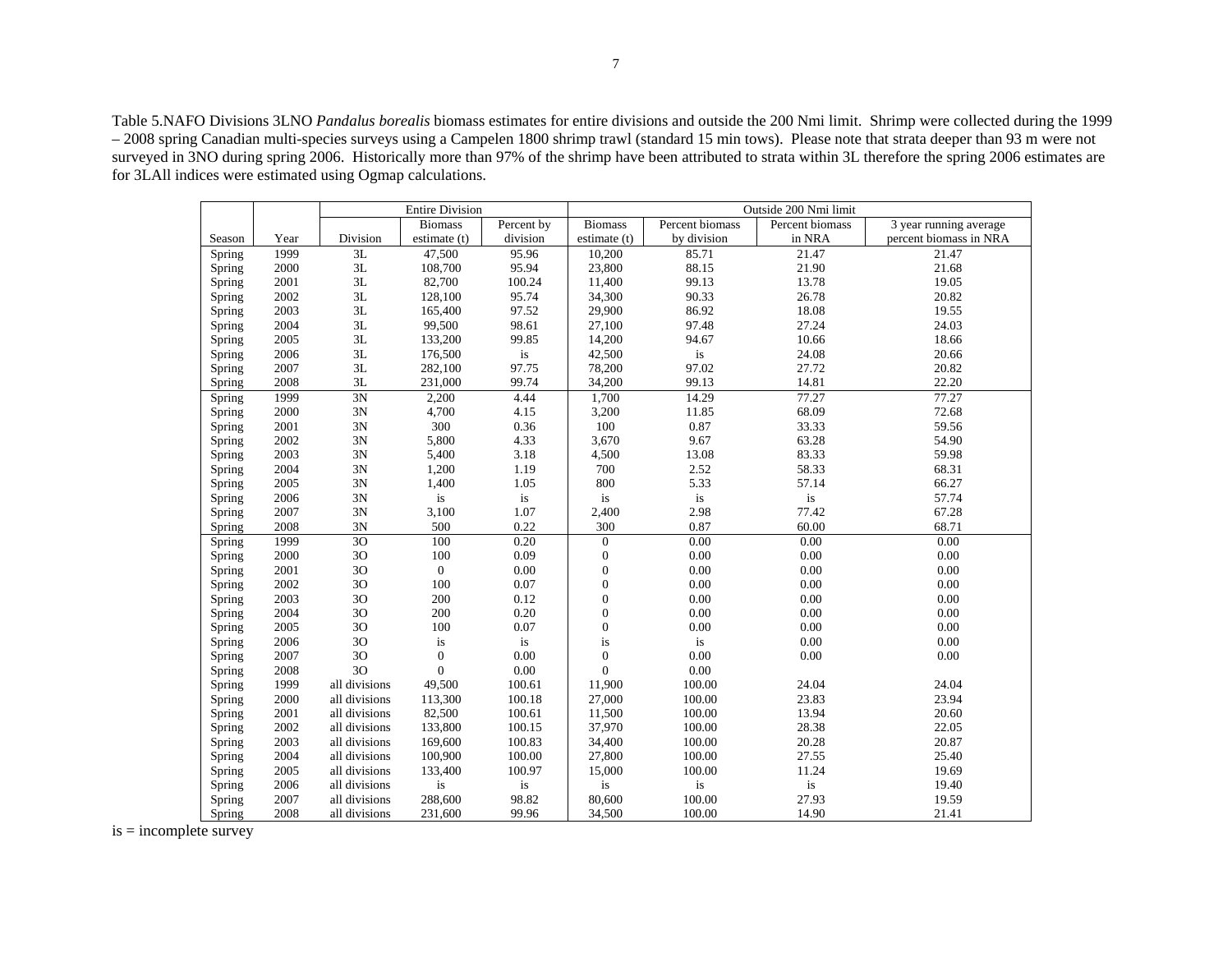Table 5.NAFO Divisions 3LNO *Pandalus borealis* biomass estimates for entire divisions and outside the 200 Nmi limit. Shrimp were collected during the 1999 – 2008 spring Canadian multi-species surveys using a Campelen 1800 shrimp trawl (standard 15 min tows). Please note that strata deeper than 93 m were not surveyed in 3NO during spring 2006. Historically more than 97% of the shrimp have been attributed to strata within 3L therefore the spring 2006 estimates are for 3LAll indices were estimated using Ogmap calculations.

| | | Entire Division | | | Outside 200 Nmi limit | | | |
|---|---|---|---|---|---|---|---|---|
| Season | Year | Division | Biomass estimate (t) | Percent by division | Biomass estimate (t) | Percent biomass by division | Percent biomass in NRA | 3 year running average percent biomass in NRA |
| Spring | 1999 | 3L | 47,500 | 95.96 | 10,200 | 85.71 | 21.47 | 21.47 |
| Spring | 2000 | 3L | 108,700 | 95.94 | 23,800 | 88.15 | 21.90 | 21.68 |
| Spring | 2001 | 3L | 82,700 | 100.24 | 11,400 | 99.13 | 13.78 | 19.05 |
| Spring | 2002 | 3L | 128,100 | 95.74 | 34,300 | 90.33 | 26.78 | 20.82 |
| Spring | 2003 | 3L | 165,400 | 97.52 | 29,900 | 86.92 | 18.08 | 19.55 |
| Spring | 2004 | 3L | 99,500 | 98.61 | 27,100 | 97.48 | 27.24 | 24.03 |
| Spring | 2005 | 3L | 133,200 | 99.85 | 14,200 | 94.67 | 10.66 | 18.66 |
| Spring | 2006 | 3L | 176,500 | is | 42,500 | is | 24.08 | 20.66 |
| Spring | 2007 | 3L | 282,100 | 97.75 | 78,200 | 97.02 | 27.72 | 20.82 |
| Spring | 2008 | 3L | 231,000 | 99.74 | 34,200 | 99.13 | 14.81 | 22.20 |
| Spring | 1999 | 3N | 2,200 | 4.44 | 1,700 | 14.29 | 77.27 | 77.27 |
| Spring | 2000 | 3N | 4,700 | 4.15 | 3,200 | 11.85 | 68.09 | 72.68 |
| Spring | 2001 | 3N | 300 | 0.36 | 100 | 0.87 | 33.33 | 59.56 |
| Spring | 2002 | 3N | 5,800 | 4.33 | 3,670 | 9.67 | 63.28 | 54.90 |
| Spring | 2003 | 3N | 5,400 | 3.18 | 4,500 | 13.08 | 83.33 | 59.98 |
| Spring | 2004 | 3N | 1,200 | 1.19 | 700 | 2.52 | 58.33 | 68.31 |
| Spring | 2005 | 3N | 1,400 | 1.05 | 800 | 5.33 | 57.14 | 66.27 |
| Spring | 2006 | 3N | is | is | is | is | is | 57.74 |
| Spring | 2007 | 3N | 3,100 | 1.07 | 2,400 | 2.98 | 77.42 | 67.28 |
| Spring | 2008 | 3N | 500 | 0.22 | 300 | 0.87 | 60.00 | 68.71 |
| Spring | 1999 | 3O | 100 | 0.20 | 0 | 0.00 | 0.00 | 0.00 |
| Spring | 2000 | 3O | 100 | 0.09 | 0 | 0.00 | 0.00 | 0.00 |
| Spring | 2001 | 3O | 0 | 0.00 | 0 | 0.00 | 0.00 | 0.00 |
| Spring | 2002 | 3O | 100 | 0.07 | 0 | 0.00 | 0.00 | 0.00 |
| Spring | 2003 | 3O | 200 | 0.12 | 0 | 0.00 | 0.00 | 0.00 |
| Spring | 2004 | 3O | 200 | 0.20 | 0 | 0.00 | 0.00 | 0.00 |
| Spring | 2005 | 3O | 100 | 0.07 | 0 | 0.00 | 0.00 | 0.00 |
| Spring | 2006 | 3O | is | is | is | is | 0.00 | 0.00 |
| Spring | 2007 | 3O | 0 | 0.00 | 0 | 0.00 | 0.00 | 0.00 |
| Spring | 2008 | 3O | 0 | 0.00 | 0 | 0.00 | | |
| Spring | 1999 | all divisions | 49,500 | 100.61 | 11,900 | 100.00 | 24.04 | 24.04 |
| Spring | 2000 | all divisions | 113,300 | 100.18 | 27,000 | 100.00 | 23.83 | 23.94 |
| Spring | 2001 | all divisions | 82,500 | 100.61 | 11,500 | 100.00 | 13.94 | 20.60 |
| Spring | 2002 | all divisions | 133,800 | 100.15 | 37,970 | 100.00 | 28.38 | 22.05 |
| Spring | 2003 | all divisions | 169,600 | 100.83 | 34,400 | 100.00 | 20.28 | 20.87 |
| Spring | 2004 | all divisions | 100,900 | 100.00 | 27,800 | 100.00 | 27.55 | 25.40 |
| Spring | 2005 | all divisions | 133,400 | 100.97 | 15,000 | 100.00 | 11.24 | 19.69 |
| Spring | 2006 | all divisions | is | is | is | is | is | 19.40 |
| Spring | 2007 | all divisions | 288,600 | 98.82 | 80,600 | 100.00 | 27.93 | 19.59 |
| Spring | 2008 | all divisions | 231,600 | 99.96 | 34,500 | 100.00 | 14.90 | 21.41 |

is = incomplete survey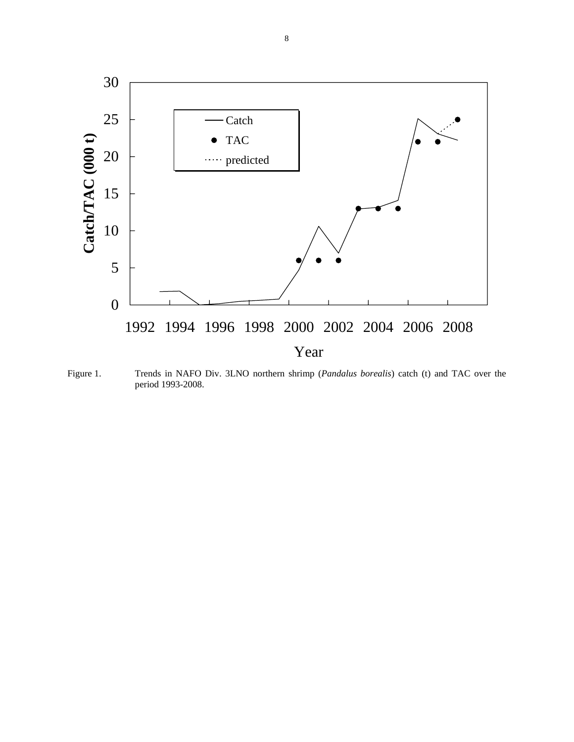Figure 1. Trends in NAFO Div. 3LNO northern shrimp (*Pandalus borealis*) catch (t) and TAC over the period 1993-2008.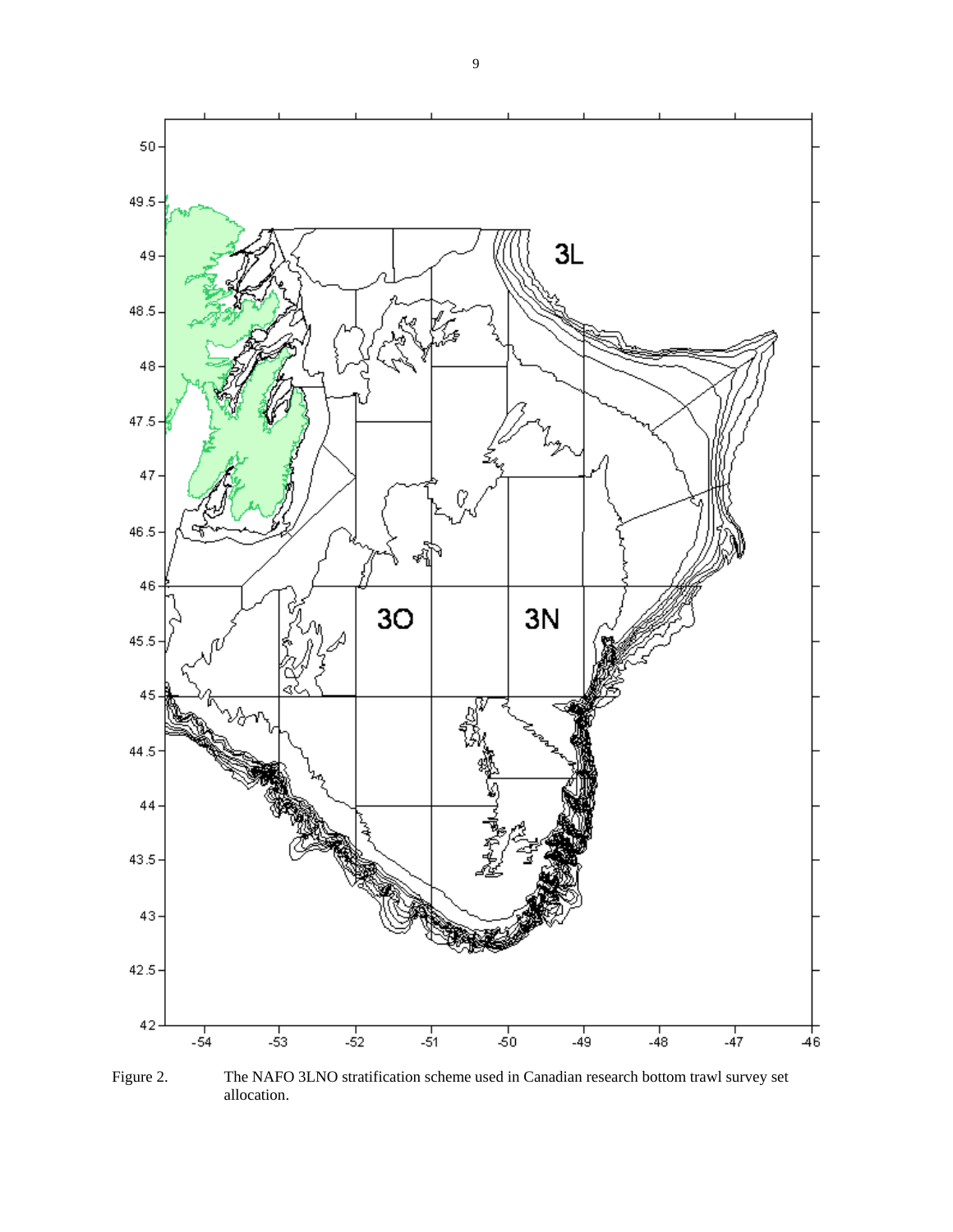Figure 2. The NAFO 3LNO stratification scheme used in Canadian research bottom trawl survey set allocation.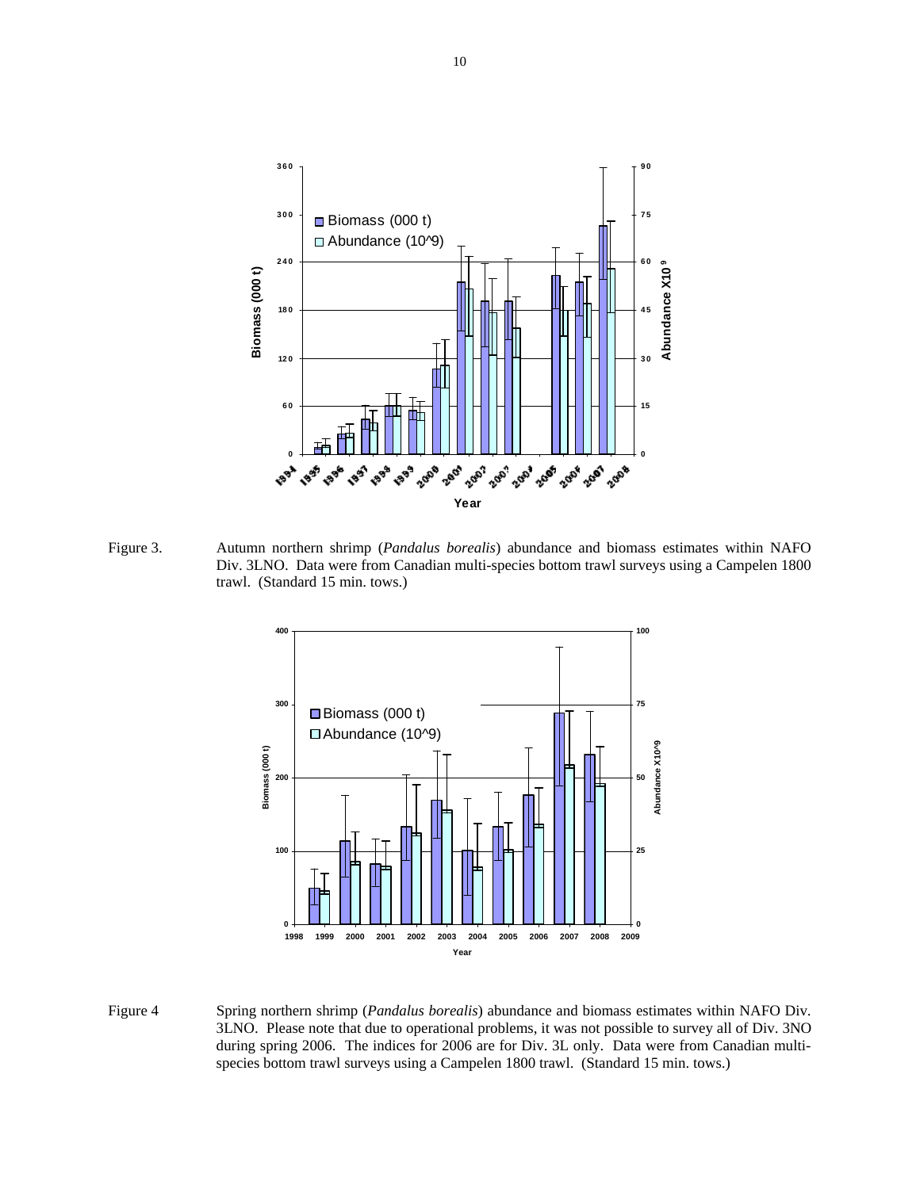Figure 3. Autumn northern shrimp (*Pandalus borealis*) abundance and biomass estimates within NAFO Div. 3LNO. Data were from Canadian multi-species bottom trawl surveys using a Campelen 1800 trawl. (Standard 15 min. tows.)

Figure 4 Spring northern shrimp (*Pandalus borealis*) abundance and biomass estimates within NAFO Div. 3LNO. Please note that due to operational problems, it was not possible to survey all of Div. 3NO during spring 2006. The indices for 2006 are for Div. 3L only. Data were from Canadian multi-species bottom trawl surveys using a Campelen 1800 trawl. (Standard 15 min. tows.)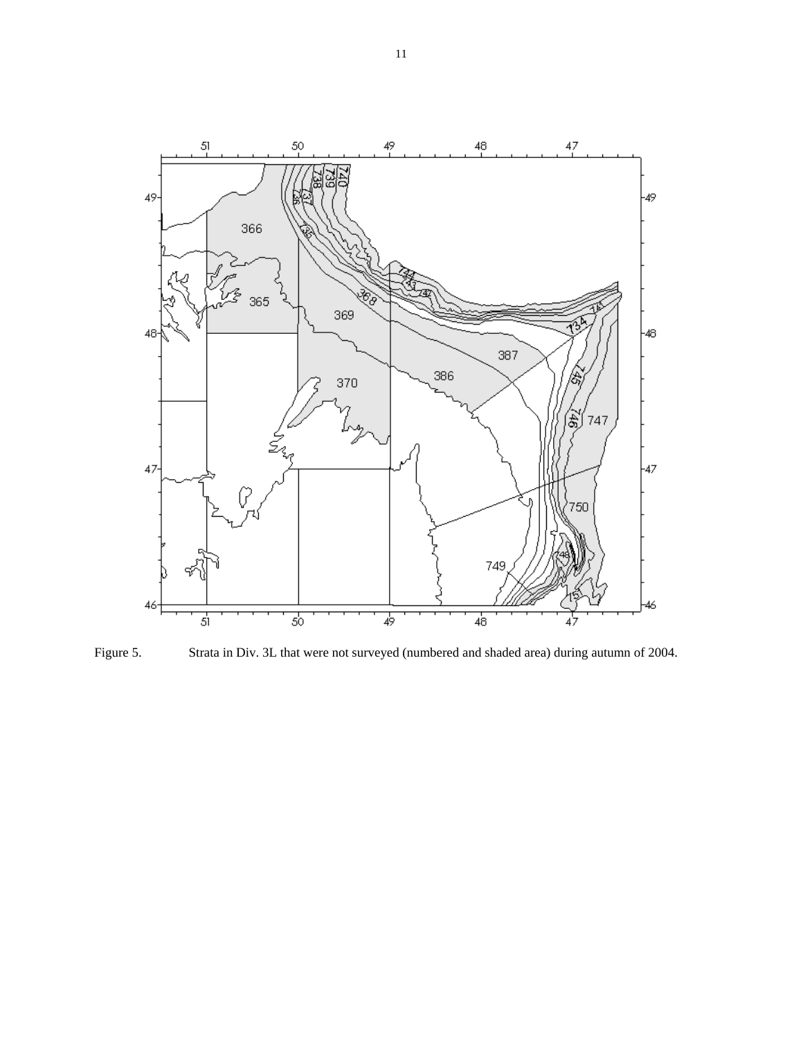Figure 5. Strata in Div. 3L that were not surveyed (numbered and shaded area) during autumn of 2004.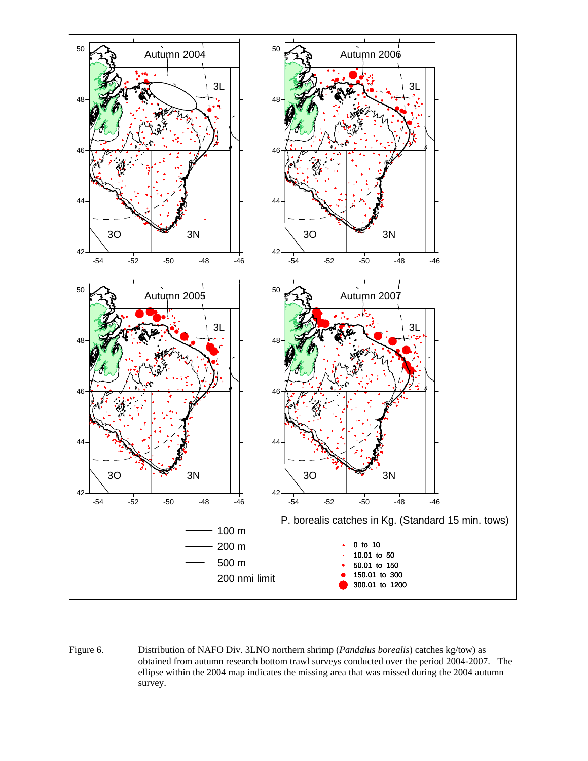Figure 6. Distribution of NAFO Div. 3LNO northern shrimp (*Pandalus borealis*) catches kg/tow) as obtained from autumn research bottom trawl surveys conducted over the period 2004-2007. The ellipse within the 2004 map indicates the missing area that was missed during the 2004 autumn survey.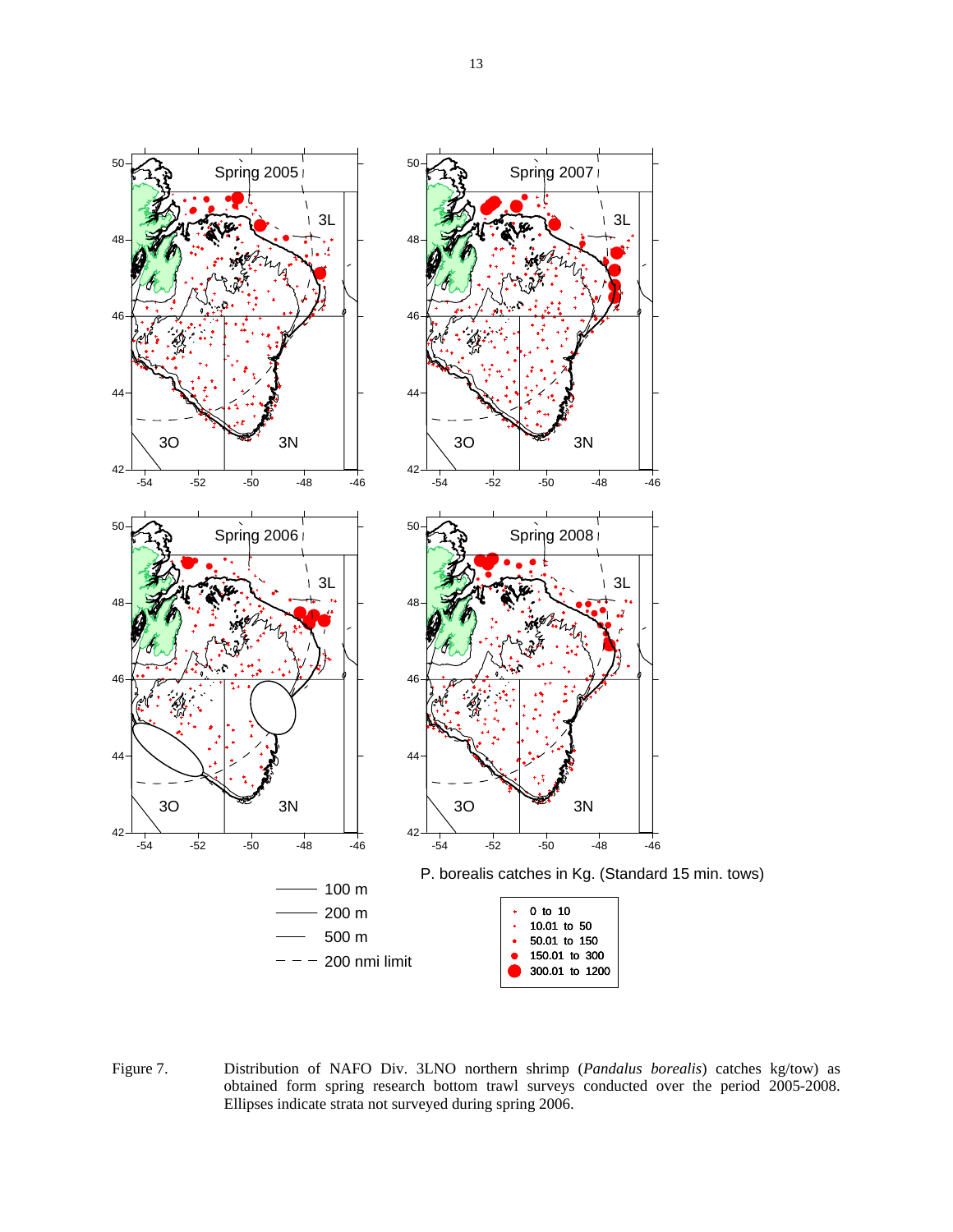Spring 2005

Spring 2007

Spring 2006

Spring 2008

3L

3O

3N

P. borealis catches in Kg. (Standard 15 min. tows)

100 m
200 m
500 m
200 nmi limit

0 to 10
10.01 to 50
50.01 to 150
150.01 to 300
300.01 to 1200

Figure 7. Distribution of NAFO Div. 3LNO northern shrimp (*Pandalus borealis*) catches kg/tow) as obtained form spring research bottom trawl surveys conducted over the period 2005-2008. Ellipses indicate strata not surveyed during spring 2006.